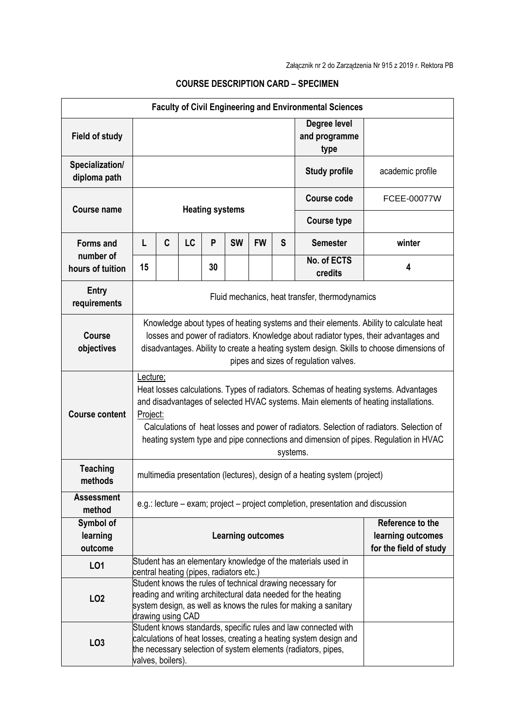Załącznik nr 2 do Zarządzenia Nr 915 z 2019 r. Rektora PB

**COURSE DESCRIPTION CARD – SPECIMEN**

| **Faculty of Civil Engineering and Environmental Sciences** | | | | | | | | | |
|---|---|---|---|---|---|---|---|---|---|
| **Field of study** | | | | | | | | **Degree level and programme type** | |
| **Specialization/ diploma path** | | | | | | | | **Study profile** | academic profile |
| **Course name** | **Heating systems** | | | | | | | **Course code** | FCEE-00077W |
| | | | | | | | | **Course type** | |
| **Forms and number of hours of tuition** | **L** | **C** | **LC** | **P** | **SW** | **FW** | **S** | **Semester** | **winter** |
| | **15** | | | **30** | | | | **No. of ECTS credits** | **4** |
| **Entry requirements** | Fluid mechanics, heat transfer, thermodynamics | | | | | | | | |
| **Course objectives** | Knowledge about types of heating systems and their elements. Ability to calculate heat losses and power of radiators. Knowledge about radiator types, their advantages and disadvantages. Ability to create a heating system design. Skills to choose dimensions of pipes and sizes of regulation valves. | | | | | | | | |
| **Course content** | Lecture; Heat losses calculations. Types of radiators. Schemas of heating systems. Advantages and disadvantages of selected HVAC systems. Main elements of heating installations. Project: Calculations of heat losses and power of radiators. Selection of radiators. Selection of heating system type and pipe connections and dimension of pipes. Regulation in HVAC systems. | | | | | | | | |
| **Teaching methods** | multimedia presentation (lectures), design of a heating system (project) | | | | | | | | |
| **Assessment method** | e.g.: lecture – exam; project – project completion, presentation and discussion | | | | | | | | |
| **Symbol of learning outcome** | **Learning outcomes** | | | | | | | | **Reference to the learning outcomes for the field of study** |
| **LO1** | Student has an elementary knowledge of the materials used in central heating (pipes, radiators etc.) | | | | | | | | |
| **LO2** | Student knows the rules of technical drawing necessary for reading and writing architectural data needed for the heating system design, as well as knows the rules for making a sanitary drawing using CAD | | | | | | | | |
| **LO3** | Student knows standards, specific rules and law connected with calculations of heat losses, creating a heating system design and the necessary selection of system elements (radiators, pipes, valves, boilers). | | | | | | | | |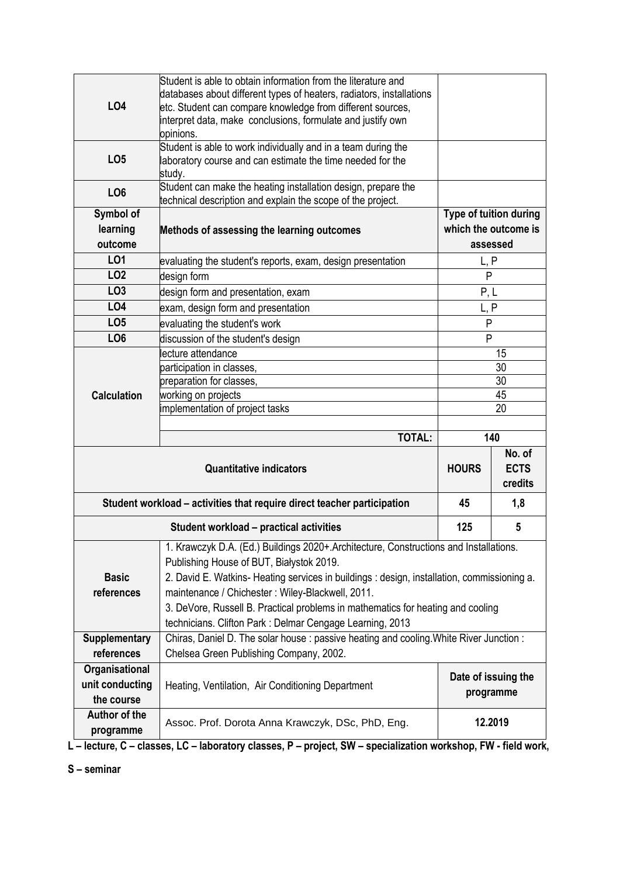| | | | |
|---|---|---|---|
| **LO4** | Student is able to obtain information from the literature and databases about different types of heaters, radiators, installations etc. Student can compare knowledge from different sources, interpret data, make conclusions, formulate and justify own opinions. | | |
| **LO5** | Student is able to work individually and in a team during the laboratory course and can estimate the time needed for the study. | | |
| **LO6** | Student can make the heating installation design, prepare the technical description and explain the scope of the project. | | |
| **Symbol of learning outcome** | **Methods of assessing the learning outcomes** | **Type of tuition during which the outcome is assessed** | |
| **LO1** | evaluating the student's reports, exam, design presentation | L, P | |
| **LO2** | design form | P | |
| **LO3** | design form and presentation, exam | P, L | |
| **LO4** | exam, design form and presentation | L, P | |
| **LO5** | evaluating the student's work | P | |
| **LO6** | discussion of the student's design | P | |
| **Calculation** | lecture attendance | 15 | |
| | participation in classes, | 30 | |
| | preparation for classes, | 30 | |
| | working on projects | 45 | |
| | implementation of project tasks | 20 | |
| | | | |
| | **TOTAL:** | **140** | |
| **Quantitative indicators** | | **HOURS** | **No. of ECTS credits** |
| **Student workload – activities that require direct teacher participation** | | **45** | **1,8** |
| **Student workload – practical activities** | | **125** | **5** |
| **Basic references** | 1. Krawczyk D.A. (Ed.) Buildings 2020+.Architecture, Constructions and Installations. Publishing House of BUT, Białystok 2019.<br>2. David E. Watkins- Heating services in buildings : design, installation, commissioning a. maintenance / Chichester : Wiley-Blackwell, 2011.<br>3. DeVore, Russell B. Practical problems in mathematics for heating and cooling technicians. Clifton Park : Delmar Cengage Learning, 2013 | | |
| **Supplementary references** | Chiras, Daniel D. The solar house : passive heating and cooling.White River Junction : Chelsea Green Publishing Company, 2002. | | |
| **Organisational unit conducting the course** | Heating, Ventilation, Air Conditioning Department | **Date of issuing the programme** | |
| **Author of the programme** | Assoc. Prof. Dorota Anna Krawczyk, DSc, PhD, Eng. | **12.2019** | |

**L – lecture, C – classes, LC – laboratory classes, P – project, SW – specialization workshop, FW - field work, S – seminar**